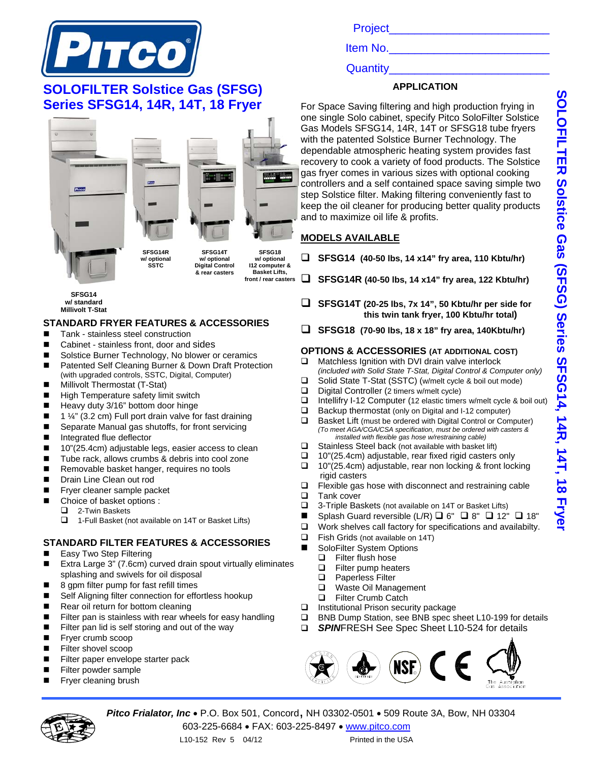# SOLOFILTER Solstice Gas (SFSG) Series SFSG14, 14R, 14T, 18 Fryer

Project\_\_\_\_\_\_\_\_\_\_\_\_\_\_\_\_\_\_\_\_\_\_\_\_

Item No.\_\_\_\_\_\_\_\_\_\_\_\_\_\_\_\_\_\_\_\_\_\_\_\_

Quantity\_\_\_\_\_\_\_\_\_\_\_\_\_\_\_\_\_\_\_\_\_\_\_\_

SFSG14R w/ optional SSTC

SFSG14T w/ optional Digital Control & rear casters

SFSG18 w/ optional I12 computer & Basket Lifts, front / rear casters

SFSG14 w/ standard Millivolt T-Stat

## APPLICATION

For Space Saving filtering and high production frying in one single Solo cabinet, specify Pitco SoloFilter Solstice Gas Models SFSG14, 14R, 14T or SFSG18 tube fryers with the patented Solstice Burner Technology. The dependable atmospheric heating system provides fast recovery to cook a variety of food products. The Solstice gas fryer comes in various sizes with optional cooking controllers and a self contained space saving simple two step Solstice filter. Making filtering conveniently fast to keep the oil cleaner for producing better quality products and to maximize oil life & profits.

## MODELS AVAILABLE

- ❑ **SFSG14 (40-50 lbs, 14 x14" fry area, 110 Kbtu/hr)**
- ❑ **SFSG14R (40-50 lbs, 14 x14" fry area, 122 Kbtu/hr)**
- ❑ **SFSG14T (20-25 lbs, 7x 14", 50 Kbtu/hr per side for this twin tank fryer, 100 Kbtu/hr total)**
- ❑ **SFSG18 (70-90 lbs, 18 x 18" fry area, 140Kbtu/hr)**

## STANDARD FRYER FEATURES & ACCESSORIES

- Tank - stainless steel construction
- Cabinet - stainless front, door and sides
- Solstice Burner Technology, No blower or ceramics
- Patented Self Cleaning Burner & Down Draft Protection (with upgraded controls, SSTC, Digital, Computer)
- Millivolt Thermostat (T-Stat)
- High Temperature safety limit switch
- Heavy duty 3/16" bottom door hinge
- 1 ¼" (3.2 cm) Full port drain valve for fast draining
- Separate Manual gas shutoffs, for front servicing
- Integrated flue deflector
- 10"(25.4cm) adjustable legs, easier access to clean
- Tube rack, allows crumbs & debris into cool zone
- Removable basket hanger, requires no tools
- Drain Line Clean out rod
- Fryer cleaner sample packet
- Choice of basket options :
  - ❑ 2-Twin Baskets
  - ❑ 1-Full Basket (not available on 14T or Basket Lifts)

## STANDARD FILTER FEATURES & ACCESSORIES

- Easy Two Step Filtering
- Extra Large 3" (7.6cm) curved drain spout virtually eliminates splashing and swivels for oil disposal
- 8 gpm filter pump for fast refill times
- Self Aligning filter connection for effortless hookup
- Rear oil return for bottom cleaning
- Filter pan is stainless with rear wheels for easy handling
- Filter pan lid is self storing and out of the way
- Fryer crumb scoop
- Filter shovel scoop
- Filter paper envelope starter pack
- Filter powder sample
- Fryer cleaning brush

## OPTIONS & ACCESSORIES (AT ADDITIONAL COST)

- ❑ Matchless Ignition with DVI drain valve interlock *(included with Solid State T-Stat, Digital Control & Computer only)*
- ❑ Solid State T-Stat (SSTC) (w/melt cycle & boil out mode)
- ❑ Digital Controller (2 timers w/melt cycle)
- ❑ Intellifry I-12 Computer (12 elastic timers w/melt cycle & boil out)
- ❑ Backup thermostat (only on Digital and I-12 computer)
- ❑ Basket Lift (must be ordered with Digital Control or Computer) *(To meet AGA/CGA/CSA specification, must be ordered with casters & installed with flexible gas hose w/restraining cable)*
- ❑ Stainless Steel back (not available with basket lift)
- ❑ 10"(25.4cm) adjustable, rear fixed rigid casters only
- ❑ 10"(25.4cm) adjustable, rear non locking & front locking rigid casters
- ❑ Flexible gas hose with disconnect and restraining cable
- ❑ Tank cover
- ❑ 3-Triple Baskets (not available on 14T or Basket Lifts)
- ■ Splash Guard reversible (L/R) ❑ 6" ❑ 8" ❑ 12" ❑ 18"
- ❑ Work shelves call factory for specifications and availabilty.
- ❑ Fish Grids (not available on 14T)
- ■ SoloFilter System Options
  - ❑ Filter flush hose
  - ❑ Filter pump heaters
  - ❑ Paperless Filter
  - ❑ Waste Oil Management
  - ❑ Filter Crumb Catch
- ❑ Institutional Prison security package
- ❑ BNB Dump Station, see BNB spec sheet L10-199 for details
- ❑ ***SPIN***FRESH See Spec Sheet L10-524 for details

***Pitco Frialator, Inc*** • P.O. Box 501, Concord, NH 03302-0501 • 509 Route 3A, Bow, NH 03304
603-225-6684 • FAX: 603-225-8497 • www.pitco.com

L10-152 Rev 5 04/12 Printed in the USA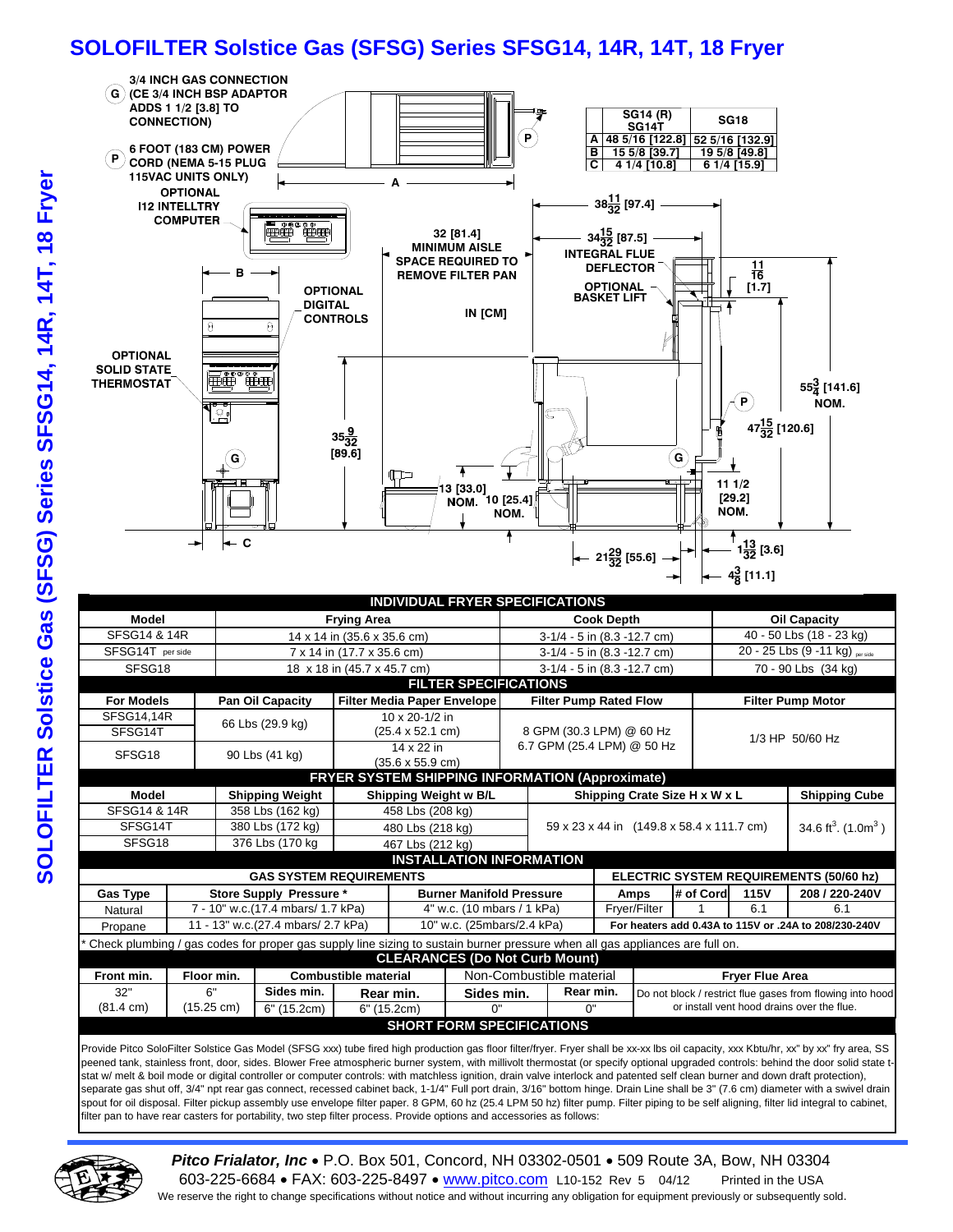# SOLOFILTER Solstice Gas (SFSG) Series SFSG14, 14R, 14T, 18 Fryer

G 3/4 INCH GAS CONNECTION (CE 3/4 INCH BSP ADAPTOR ADDS 1 1/2 [3.8] TO CONNECTION)

P 6 FOOT (183 CM) POWER CORD (NEMA 5-15 PLUG 115VAC UNITS ONLY)

OPTIONAL I12 INTELLTRY COMPUTER

OPTIONAL DIGITAL CONTROLS

OPTIONAL SOLID STATE THERMOSTAT

32 [81.4] MINIMUM AISLE SPACE REQUIRED TO REMOVE FILTER PAN

IN [CM]

INTEGRAL FLUE DEFLECTOR

OPTIONAL BASKET LIFT

| | SG14 (R) SG14T | SG18 |
|---|---|---|
| A | 48 5/16 [122.8] | 52 5/16 [132.9] |
| B | 15 5/8 [39.7] | 19 5/8 [49.8] |
| C | 4 1/4 [10.8] | 6 1/4 [15.9] |

38 11/32 [97.4]

34 15/32 [87.5]

11/16 [1.7]

55 3/4 [141.6] NOM.

47 15/32 [120.6]

35 9/32 [89.6]

13 [33.0] NOM.

10 [25.4] NOM.

11 1/2 [29.2] NOM.

1 13/32 [3.6]

21 29/32 [55.6]

4 3/8 [11.1]

## INDIVIDUAL FRYER SPECIFICATIONS

| Model | Frying Area | Cook Depth | Oil Capacity |
|---|---|---|---|
| SFSG14 & 14R | 14 x 14 in (35.6 x 35.6 cm) | 3-1/4 - 5 in (8.3 -12.7 cm) | 40 - 50 Lbs (18 - 23 kg) |
| SFSG14T per side | 7 x 14 in (17.7 x 35.6 cm) | 3-1/4 - 5 in (8.3 -12.7 cm) | 20 - 25 Lbs (9 -11 kg) per side |
| SFSG18 | 18 x 18 in (45.7 x 45.7 cm) | 3-1/4 - 5 in (8.3 -12.7 cm) | 70 - 90 Lbs (34 kg) |

## FILTER SPECIFICATIONS

| For Models | Pan Oil Capacity | Filter Media Paper Envelope | Filter Pump Rated Flow | Filter Pump Motor |
|---|---|---|---|---|
| SFSG14,14R / SFSG14T | 66 Lbs (29.9 kg) | 10 x 20-1/2 in (25.4 x 52.1 cm) | 8 GPM (30.3 LPM) @ 60 Hz 6.7 GPM (25.4 LPM) @ 50 Hz | 1/3 HP 50/60 Hz |
| SFSG18 | 90 Lbs (41 kg) | 14 x 22 in (35.6 x 55.9 cm) | | |

## FRYER SYSTEM SHIPPING INFORMATION (Approximate)

| Model | Shipping Weight | Shipping Weight w B/L | Shipping Crate Size H x W x L | Shipping Cube |
|---|---|---|---|---|
| SFSG14 & 14R | 358 Lbs (162 kg) | 458 Lbs (208 kg) | 59 x 23 x 44 in (149.8 x 58.4 x 111.7 cm) | 34.6 $ft^3$. ($1.0m^3$) |
| SFSG14T | 380 Lbs (172 kg) | 480 Lbs (218 kg) | | |
| SFSG18 | 376 Lbs (170 kg | 467 Lbs (212 kg) | | |

## INSTALLATION INFORMATION

| GAS SYSTEM REQUIREMENTS | | | ELECTRIC SYSTEM REQUIREMENTS (50/60 hz) | | | |
|---|---|---|---|---|---|---|
| Gas Type | Store Supply Pressure * | Burner Manifold Pressure | Amps | # of Cord | 115V | 208 / 220-240V |
| Natural | 7 - 10" w.c.(17.4 mbars/ 1.7 kPa) | 4" w.c. (10 mbars / 1 kPa) | Fryer/Filter | 1 | 6.1 | 6.1 |
| Propane | 11 - 13" w.c.(27.4 mbars/ 2.7 kPa) | 10" w.c. (25mbars/2.4 kPa) | For heaters add 0.43A to 115V or .24A to 208/230-240V | | | |

* Check plumbing / gas codes for proper gas supply line sizing to sustain burner pressure when all gas appliances are full on.

## CLEARANCES (Do Not Curb Mount)

| Front min. | Floor min. | Combustible material | | Non-Combustible material | | Fryer Flue Area |
|---|---|---|---|---|---|---|
| | | Sides min. | Rear min. | Sides min. | Rear min. | |
| 32" (81.4 cm) | 6" (15.25 cm) | 6" (15.2cm) | 6" (15.2cm) | 0" | 0" | Do not block / restrict flue gases from flowing into hood or install vent hood drains over the flue. |

## SHORT FORM SPECIFICATIONS

Provide Pitco SoloFilter Solstice Gas Model (SFSG xxx) tube fired high production gas floor filter/fryer. Fryer shall be xx-xx lbs oil capacity, xxx Kbtu/hr, xx" by xx" fry area, SS peened tank, stainless front, door, sides. Blower Free atmospheric burner system, with millivolt thermostat (or specify optional upgraded controls: behind the door solid state t-stat w/ melt & boil mode or digital controller or computer controls: with matchless ignition, drain valve interlock and patented self clean burner and down draft protection), separate gas shut off, 3/4" npt rear gas connect, recessed cabinet back, 1-1/4" Full port drain, 3/16" bottom hinge. Drain Line shall be 3" (7.6 cm) diameter with a swivel drain spout for oil disposal. Filter pickup assembly use envelope filter paper. 8 GPM, 60 hz (25.4 LPM 50 hz) filter pump. Filter piping to be self aligning, filter lid integral to cabinet, filter pan to have rear casters for portability, two step filter process. Provide options and accessories as follows:

***Pitco Frialator, Inc*** • P.O. Box 501, Concord, NH 03302-0501 • 509 Route 3A, Bow, NH 03304
603-225-6684 • FAX: 603-225-8497 • www.pitco.com L10-152 Rev 5 04/12 Printed in the USA
We reserve the right to change specifications without notice and without incurring any obligation for equipment previously or subsequently sold.